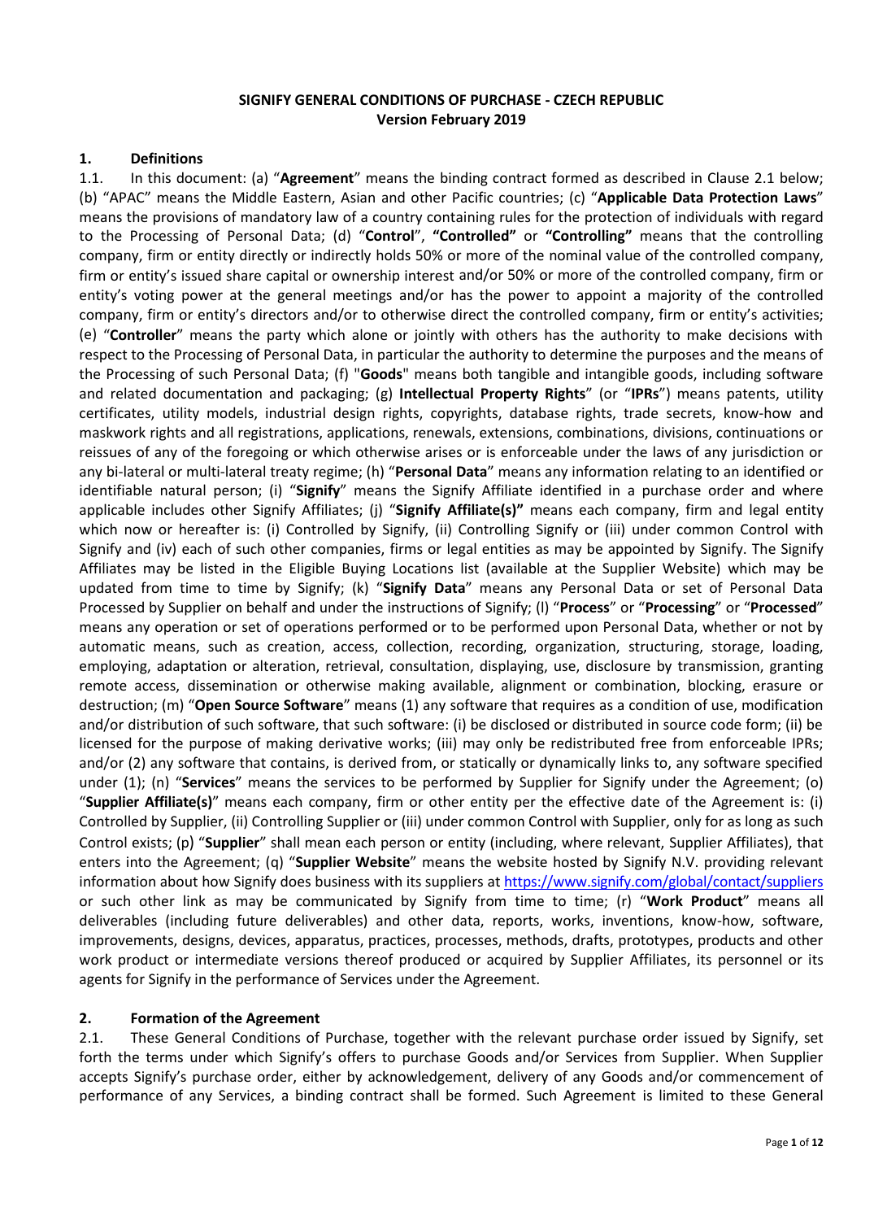**SIGNIFY GENERAL CONDITIONS OF PURCHASE - CZECH REPUBLIC**
**Version February 2019**

## 1. Definitions

1.1. In this document: (a) "**Agreement**" means the binding contract formed as described in Clause 2.1 below; (b) "APAC" means the Middle Eastern, Asian and other Pacific countries; (c) "**Applicable Data Protection Laws**" means the provisions of mandatory law of a country containing rules for the protection of individuals with regard to the Processing of Personal Data; (d) "**Control**", **"Controlled"** or **"Controlling"** means that the controlling company, firm or entity directly or indirectly holds 50% or more of the nominal value of the controlled company, firm or entity's issued share capital or ownership interest and/or 50% or more of the controlled company, firm or entity's voting power at the general meetings and/or has the power to appoint a majority of the controlled company, firm or entity's directors and/or to otherwise direct the controlled company, firm or entity's activities; (e) "**Controller**" means the party which alone or jointly with others has the authority to make decisions with respect to the Processing of Personal Data, in particular the authority to determine the purposes and the means of the Processing of such Personal Data; (f) "**Goods**" means both tangible and intangible goods, including software and related documentation and packaging; (g) **Intellectual Property Rights**" (or "**IPRs**") means patents, utility certificates, utility models, industrial design rights, copyrights, database rights, trade secrets, know-how and maskwork rights and all registrations, applications, renewals, extensions, combinations, divisions, continuations or reissues of any of the foregoing or which otherwise arises or is enforceable under the laws of any jurisdiction or any bi-lateral or multi-lateral treaty regime; (h) "**Personal Data**" means any information relating to an identified or identifiable natural person; (i) "**Signify**" means the Signify Affiliate identified in a purchase order and where applicable includes other Signify Affiliates; (j) "**Signify Affiliate(s)"** means each company, firm and legal entity which now or hereafter is: (i) Controlled by Signify, (ii) Controlling Signify or (iii) under common Control with Signify and (iv) each of such other companies, firms or legal entities as may be appointed by Signify. The Signify Affiliates may be listed in the Eligible Buying Locations list (available at the Supplier Website) which may be updated from time to time by Signify; (k) "**Signify Data**" means any Personal Data or set of Personal Data Processed by Supplier on behalf and under the instructions of Signify; (l) "**Process**" or "**Processing**" or "**Processed**" means any operation or set of operations performed or to be performed upon Personal Data, whether or not by automatic means, such as creation, access, collection, recording, organization, structuring, storage, loading, employing, adaptation or alteration, retrieval, consultation, displaying, use, disclosure by transmission, granting remote access, dissemination or otherwise making available, alignment or combination, blocking, erasure or destruction; (m) "**Open Source Software**" means (1) any software that requires as a condition of use, modification and/or distribution of such software, that such software: (i) be disclosed or distributed in source code form; (ii) be licensed for the purpose of making derivative works; (iii) may only be redistributed free from enforceable IPRs; and/or (2) any software that contains, is derived from, or statically or dynamically links to, any software specified under (1); (n) "**Services**" means the services to be performed by Supplier for Signify under the Agreement; (o) "**Supplier Affiliate(s)**" means each company, firm or other entity per the effective date of the Agreement is: (i) Controlled by Supplier, (ii) Controlling Supplier or (iii) under common Control with Supplier, only for as long as such Control exists; (p) "**Supplier**" shall mean each person or entity (including, where relevant, Supplier Affiliates), that enters into the Agreement; (q) "**Supplier Website**" means the website hosted by Signify N.V. providing relevant information about how Signify does business with its suppliers at https://www.signify.com/global/contact/suppliers or such other link as may be communicated by Signify from time to time; (r) "**Work Product**" means all deliverables (including future deliverables) and other data, reports, works, inventions, know-how, software, improvements, designs, devices, apparatus, practices, processes, methods, drafts, prototypes, products and other work product or intermediate versions thereof produced or acquired by Supplier Affiliates, its personnel or its agents for Signify in the performance of Services under the Agreement.

## 2. Formation of the Agreement

2.1. These General Conditions of Purchase, together with the relevant purchase order issued by Signify, set forth the terms under which Signify's offers to purchase Goods and/or Services from Supplier. When Supplier accepts Signify's purchase order, either by acknowledgement, delivery of any Goods and/or commencement of performance of any Services, a binding contract shall be formed. Such Agreement is limited to these General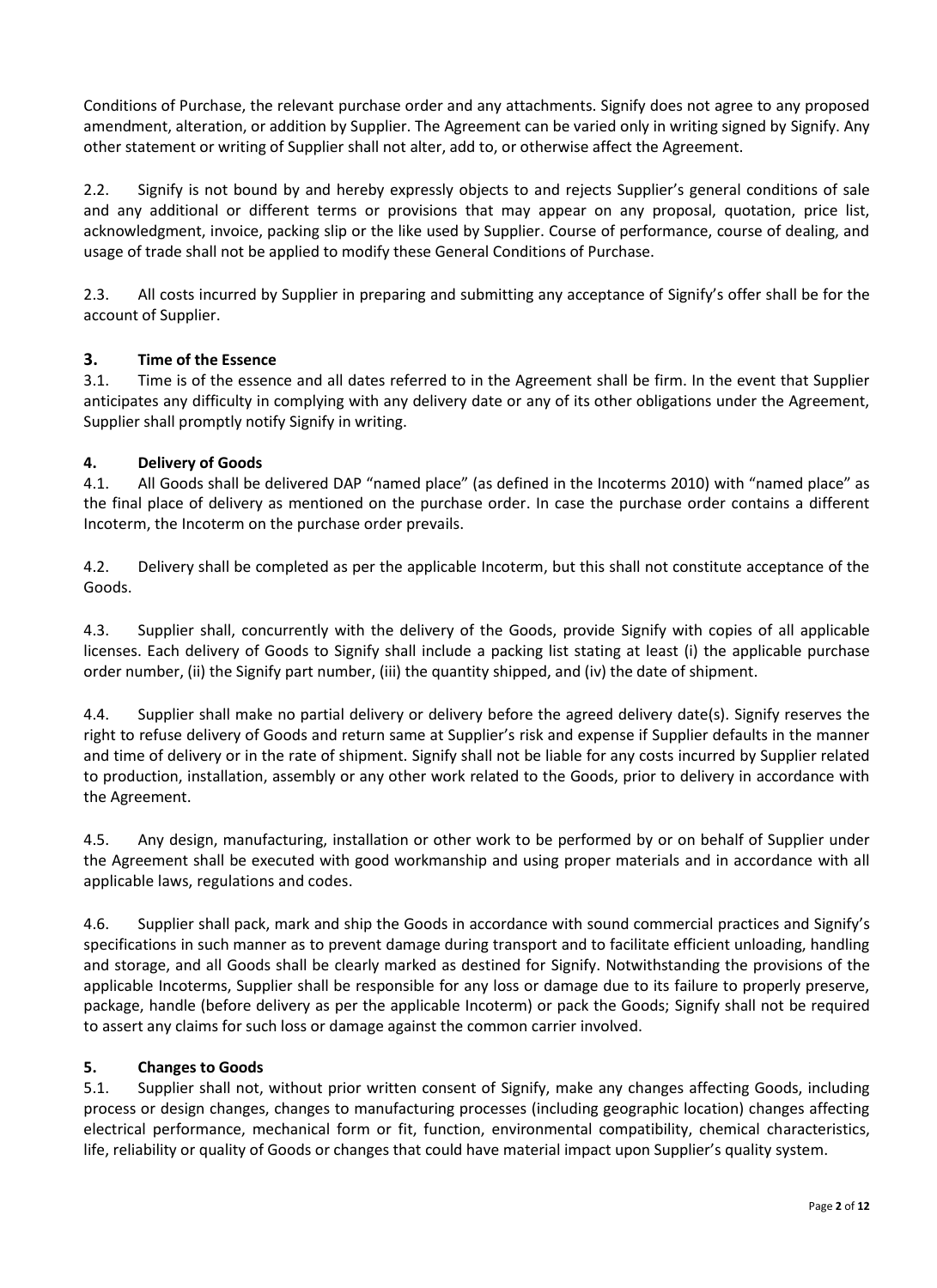Conditions of Purchase, the relevant purchase order and any attachments. Signify does not agree to any proposed amendment, alteration, or addition by Supplier. The Agreement can be varied only in writing signed by Signify. Any other statement or writing of Supplier shall not alter, add to, or otherwise affect the Agreement.

2.2. Signify is not bound by and hereby expressly objects to and rejects Supplier's general conditions of sale and any additional or different terms or provisions that may appear on any proposal, quotation, price list, acknowledgment, invoice, packing slip or the like used by Supplier. Course of performance, course of dealing, and usage of trade shall not be applied to modify these General Conditions of Purchase.

2.3. All costs incurred by Supplier in preparing and submitting any acceptance of Signify's offer shall be for the account of Supplier.

## 3. Time of the Essence

3.1. Time is of the essence and all dates referred to in the Agreement shall be firm. In the event that Supplier anticipates any difficulty in complying with any delivery date or any of its other obligations under the Agreement, Supplier shall promptly notify Signify in writing.

## 4. Delivery of Goods

4.1. All Goods shall be delivered DAP "named place" (as defined in the Incoterms 2010) with "named place" as the final place of delivery as mentioned on the purchase order. In case the purchase order contains a different Incoterm, the Incoterm on the purchase order prevails.

4.2. Delivery shall be completed as per the applicable Incoterm, but this shall not constitute acceptance of the Goods.

4.3. Supplier shall, concurrently with the delivery of the Goods, provide Signify with copies of all applicable licenses. Each delivery of Goods to Signify shall include a packing list stating at least (i) the applicable purchase order number, (ii) the Signify part number, (iii) the quantity shipped, and (iv) the date of shipment.

4.4. Supplier shall make no partial delivery or delivery before the agreed delivery date(s). Signify reserves the right to refuse delivery of Goods and return same at Supplier's risk and expense if Supplier defaults in the manner and time of delivery or in the rate of shipment. Signify shall not be liable for any costs incurred by Supplier related to production, installation, assembly or any other work related to the Goods, prior to delivery in accordance with the Agreement.

4.5. Any design, manufacturing, installation or other work to be performed by or on behalf of Supplier under the Agreement shall be executed with good workmanship and using proper materials and in accordance with all applicable laws, regulations and codes.

4.6. Supplier shall pack, mark and ship the Goods in accordance with sound commercial practices and Signify's specifications in such manner as to prevent damage during transport and to facilitate efficient unloading, handling and storage, and all Goods shall be clearly marked as destined for Signify. Notwithstanding the provisions of the applicable Incoterms, Supplier shall be responsible for any loss or damage due to its failure to properly preserve, package, handle (before delivery as per the applicable Incoterm) or pack the Goods; Signify shall not be required to assert any claims for such loss or damage against the common carrier involved.

## 5. Changes to Goods

5.1. Supplier shall not, without prior written consent of Signify, make any changes affecting Goods, including process or design changes, changes to manufacturing processes (including geographic location) changes affecting electrical performance, mechanical form or fit, function, environmental compatibility, chemical characteristics, life, reliability or quality of Goods or changes that could have material impact upon Supplier's quality system.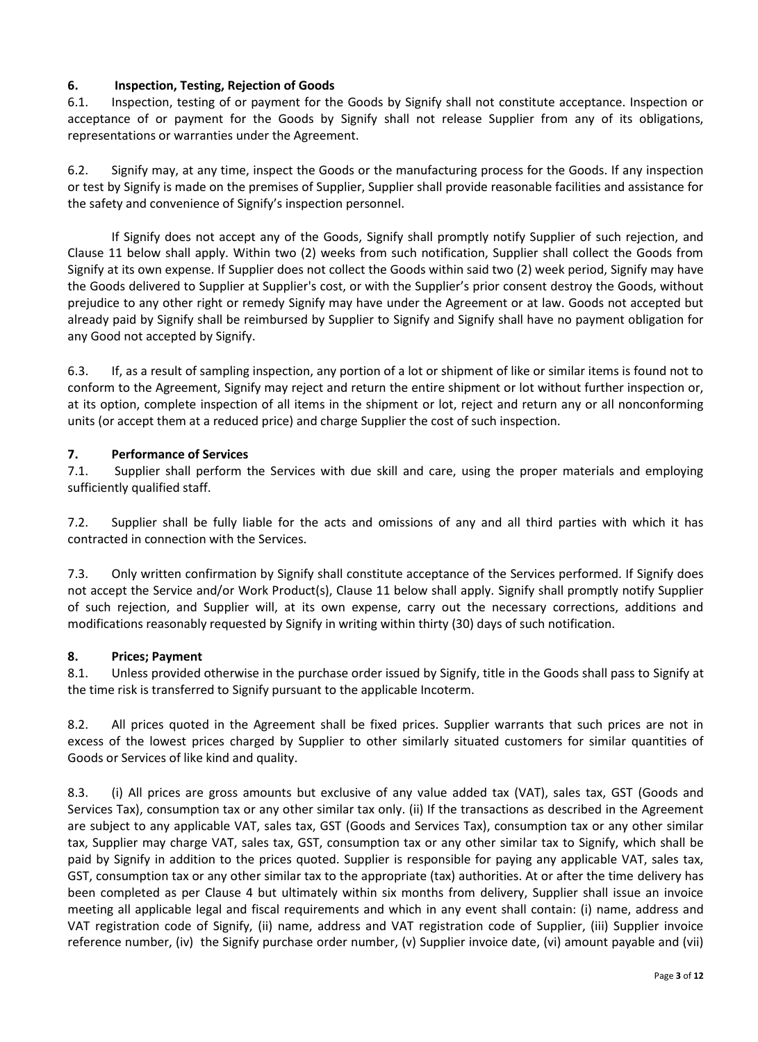## 6. Inspection, Testing, Rejection of Goods

6.1. Inspection, testing of or payment for the Goods by Signify shall not constitute acceptance. Inspection or acceptance of or payment for the Goods by Signify shall not release Supplier from any of its obligations, representations or warranties under the Agreement.

6.2. Signify may, at any time, inspect the Goods or the manufacturing process for the Goods. If any inspection or test by Signify is made on the premises of Supplier, Supplier shall provide reasonable facilities and assistance for the safety and convenience of Signify's inspection personnel.

If Signify does not accept any of the Goods, Signify shall promptly notify Supplier of such rejection, and Clause 11 below shall apply. Within two (2) weeks from such notification, Supplier shall collect the Goods from Signify at its own expense. If Supplier does not collect the Goods within said two (2) week period, Signify may have the Goods delivered to Supplier at Supplier's cost, or with the Supplier's prior consent destroy the Goods, without prejudice to any other right or remedy Signify may have under the Agreement or at law. Goods not accepted but already paid by Signify shall be reimbursed by Supplier to Signify and Signify shall have no payment obligation for any Good not accepted by Signify.

6.3. If, as a result of sampling inspection, any portion of a lot or shipment of like or similar items is found not to conform to the Agreement, Signify may reject and return the entire shipment or lot without further inspection or, at its option, complete inspection of all items in the shipment or lot, reject and return any or all nonconforming units (or accept them at a reduced price) and charge Supplier the cost of such inspection.

## 7. Performance of Services

7.1. Supplier shall perform the Services with due skill and care, using the proper materials and employing sufficiently qualified staff.

7.2. Supplier shall be fully liable for the acts and omissions of any and all third parties with which it has contracted in connection with the Services.

7.3. Only written confirmation by Signify shall constitute acceptance of the Services performed. If Signify does not accept the Service and/or Work Product(s), Clause 11 below shall apply. Signify shall promptly notify Supplier of such rejection, and Supplier will, at its own expense, carry out the necessary corrections, additions and modifications reasonably requested by Signify in writing within thirty (30) days of such notification.

## 8. Prices; Payment

8.1. Unless provided otherwise in the purchase order issued by Signify, title in the Goods shall pass to Signify at the time risk is transferred to Signify pursuant to the applicable Incoterm.

8.2. All prices quoted in the Agreement shall be fixed prices. Supplier warrants that such prices are not in excess of the lowest prices charged by Supplier to other similarly situated customers for similar quantities of Goods or Services of like kind and quality.

8.3. (i) All prices are gross amounts but exclusive of any value added tax (VAT), sales tax, GST (Goods and Services Tax), consumption tax or any other similar tax only. (ii) If the transactions as described in the Agreement are subject to any applicable VAT, sales tax, GST (Goods and Services Tax), consumption tax or any other similar tax, Supplier may charge VAT, sales tax, GST, consumption tax or any other similar tax to Signify, which shall be paid by Signify in addition to the prices quoted. Supplier is responsible for paying any applicable VAT, sales tax, GST, consumption tax or any other similar tax to the appropriate (tax) authorities. At or after the time delivery has been completed as per Clause 4 but ultimately within six months from delivery, Supplier shall issue an invoice meeting all applicable legal and fiscal requirements and which in any event shall contain: (i) name, address and VAT registration code of Signify, (ii) name, address and VAT registration code of Supplier, (iii) Supplier invoice reference number, (iv) the Signify purchase order number, (v) Supplier invoice date, (vi) amount payable and (vii)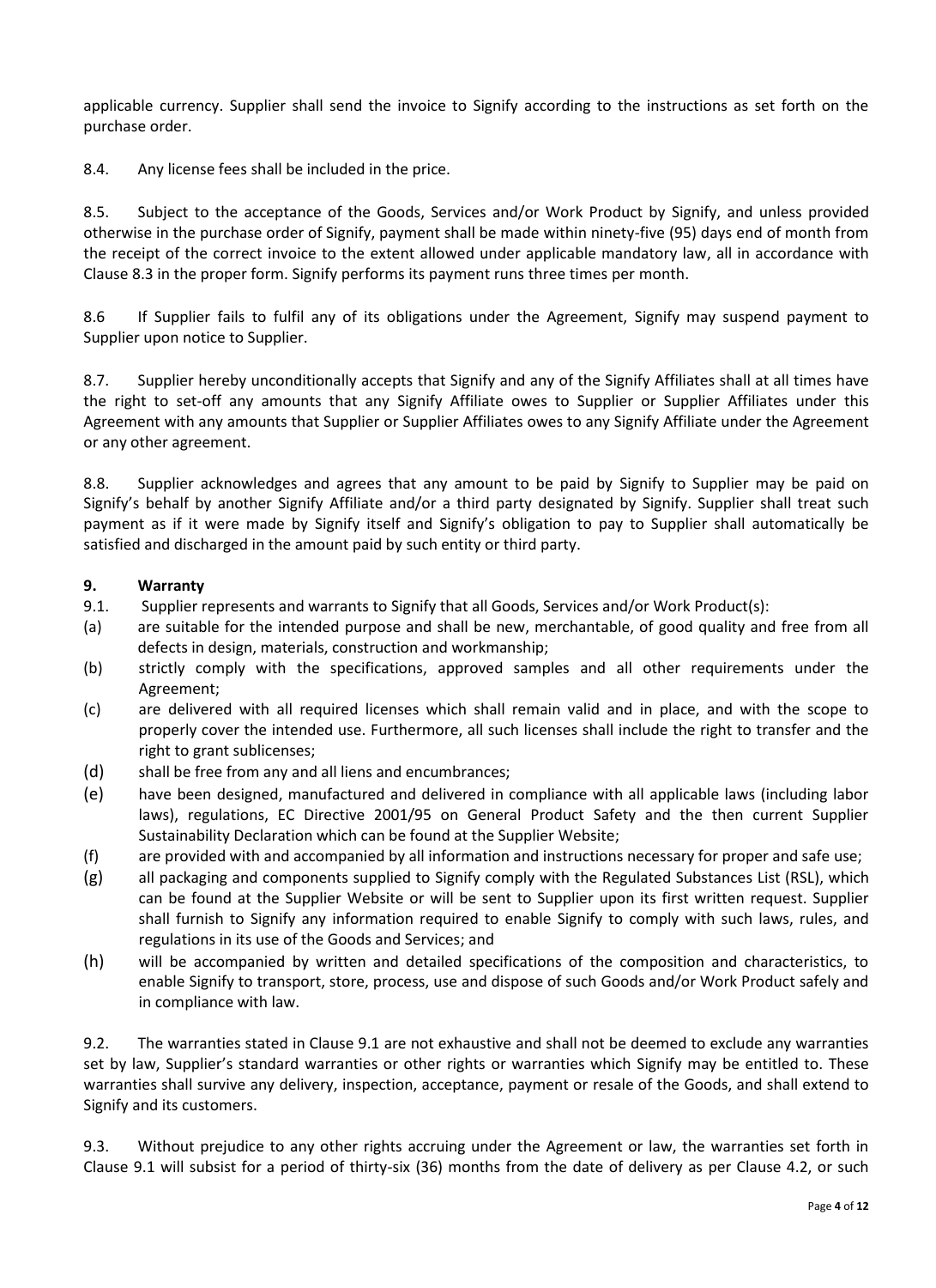applicable currency. Supplier shall send the invoice to Signify according to the instructions as set forth on the purchase order.

8.4. Any license fees shall be included in the price.

8.5. Subject to the acceptance of the Goods, Services and/or Work Product by Signify, and unless provided otherwise in the purchase order of Signify, payment shall be made within ninety-five (95) days end of month from the receipt of the correct invoice to the extent allowed under applicable mandatory law, all in accordance with Clause 8.3 in the proper form. Signify performs its payment runs three times per month.

8.6 If Supplier fails to fulfil any of its obligations under the Agreement, Signify may suspend payment to Supplier upon notice to Supplier.

8.7. Supplier hereby unconditionally accepts that Signify and any of the Signify Affiliates shall at all times have the right to set-off any amounts that any Signify Affiliate owes to Supplier or Supplier Affiliates under this Agreement with any amounts that Supplier or Supplier Affiliates owes to any Signify Affiliate under the Agreement or any other agreement.

8.8. Supplier acknowledges and agrees that any amount to be paid by Signify to Supplier may be paid on Signify's behalf by another Signify Affiliate and/or a third party designated by Signify. Supplier shall treat such payment as if it were made by Signify itself and Signify's obligation to pay to Supplier shall automatically be satisfied and discharged in the amount paid by such entity or third party.

## 9. Warranty

9.1. Supplier represents and warrants to Signify that all Goods, Services and/or Work Product(s):

(a) are suitable for the intended purpose and shall be new, merchantable, of good quality and free from all defects in design, materials, construction and workmanship;

(b) strictly comply with the specifications, approved samples and all other requirements under the Agreement;

(c) are delivered with all required licenses which shall remain valid and in place, and with the scope to properly cover the intended use. Furthermore, all such licenses shall include the right to transfer and the right to grant sublicenses;

(d) shall be free from any and all liens and encumbrances;

(e) have been designed, manufactured and delivered in compliance with all applicable laws (including labor laws), regulations, EC Directive 2001/95 on General Product Safety and the then current Supplier Sustainability Declaration which can be found at the Supplier Website;

(f) are provided with and accompanied by all information and instructions necessary for proper and safe use;

(g) all packaging and components supplied to Signify comply with the Regulated Substances List (RSL), which can be found at the Supplier Website or will be sent to Supplier upon its first written request. Supplier shall furnish to Signify any information required to enable Signify to comply with such laws, rules, and regulations in its use of the Goods and Services; and

(h) will be accompanied by written and detailed specifications of the composition and characteristics, to enable Signify to transport, store, process, use and dispose of such Goods and/or Work Product safely and in compliance with law.

9.2. The warranties stated in Clause 9.1 are not exhaustive and shall not be deemed to exclude any warranties set by law, Supplier's standard warranties or other rights or warranties which Signify may be entitled to. These warranties shall survive any delivery, inspection, acceptance, payment or resale of the Goods, and shall extend to Signify and its customers.

9.3. Without prejudice to any other rights accruing under the Agreement or law, the warranties set forth in Clause 9.1 will subsist for a period of thirty-six (36) months from the date of delivery as per Clause 4.2, or such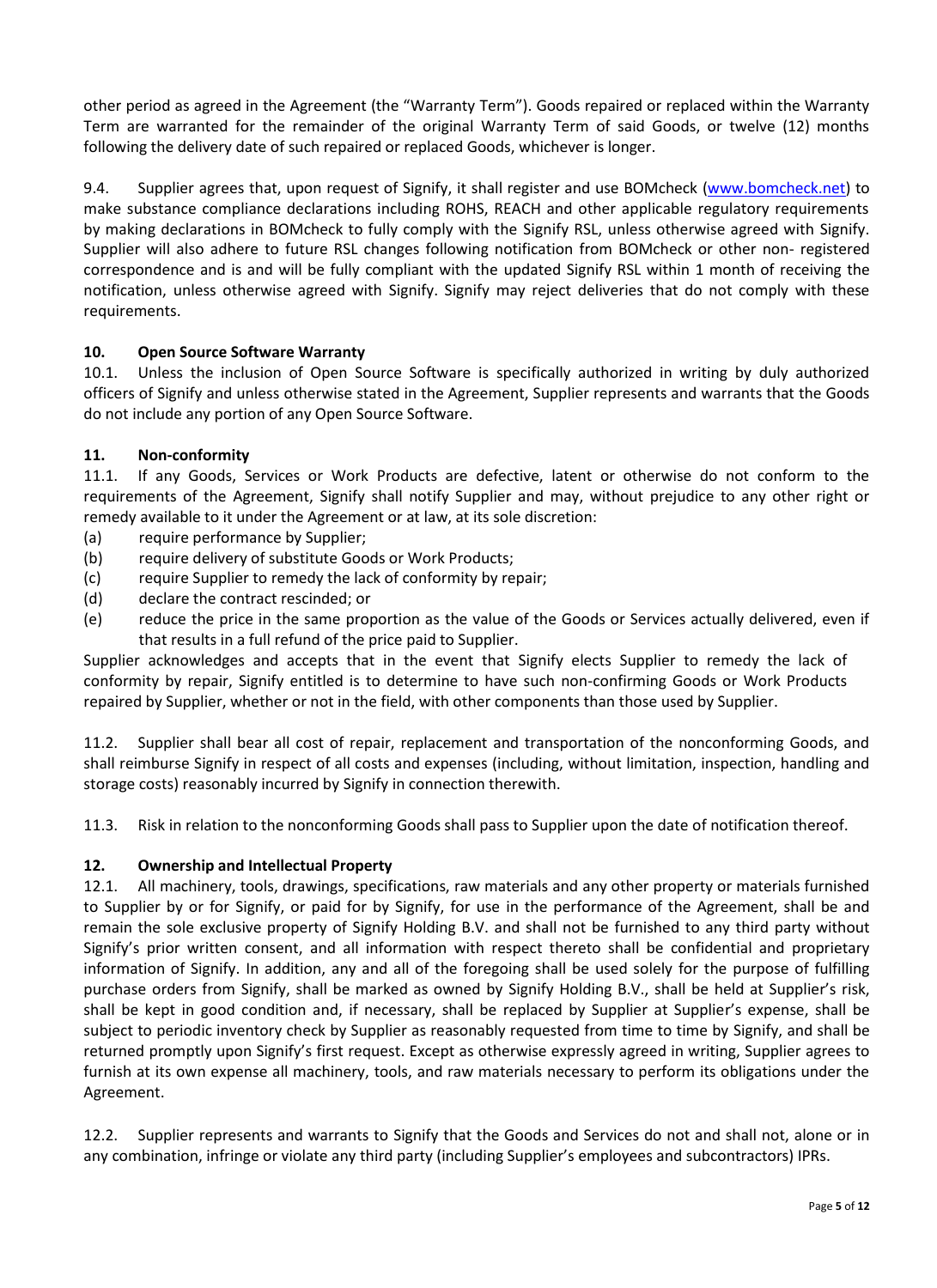other period as agreed in the Agreement (the "Warranty Term"). Goods repaired or replaced within the Warranty Term are warranted for the remainder of the original Warranty Term of said Goods, or twelve (12) months following the delivery date of such repaired or replaced Goods, whichever is longer.

9.4. Supplier agrees that, upon request of Signify, it shall register and use BOMcheck (www.bomcheck.net) to make substance compliance declarations including ROHS, REACH and other applicable regulatory requirements by making declarations in BOMcheck to fully comply with the Signify RSL, unless otherwise agreed with Signify. Supplier will also adhere to future RSL changes following notification from BOMcheck or other non- registered correspondence and is and will be fully compliant with the updated Signify RSL within 1 month of receiving the notification, unless otherwise agreed with Signify. Signify may reject deliveries that do not comply with these requirements.

**10. Open Source Software Warranty**

10.1. Unless the inclusion of Open Source Software is specifically authorized in writing by duly authorized officers of Signify and unless otherwise stated in the Agreement, Supplier represents and warrants that the Goods do not include any portion of any Open Source Software.

**11. Non-conformity**

11.1. If any Goods, Services or Work Products are defective, latent or otherwise do not conform to the requirements of the Agreement, Signify shall notify Supplier and may, without prejudice to any other right or remedy available to it under the Agreement or at law, at its sole discretion:

(a) require performance by Supplier;
(b) require delivery of substitute Goods or Work Products;
(c) require Supplier to remedy the lack of conformity by repair;
(d) declare the contract rescinded; or
(e) reduce the price in the same proportion as the value of the Goods or Services actually delivered, even if that results in a full refund of the price paid to Supplier.

Supplier acknowledges and accepts that in the event that Signify elects Supplier to remedy the lack of conformity by repair, Signify entitled is to determine to have such non-confirming Goods or Work Products repaired by Supplier, whether or not in the field, with other components than those used by Supplier.

11.2. Supplier shall bear all cost of repair, replacement and transportation of the nonconforming Goods, and shall reimburse Signify in respect of all costs and expenses (including, without limitation, inspection, handling and storage costs) reasonably incurred by Signify in connection therewith.

11.3. Risk in relation to the nonconforming Goods shall pass to Supplier upon the date of notification thereof.

**12. Ownership and Intellectual Property**

12.1. All machinery, tools, drawings, specifications, raw materials and any other property or materials furnished to Supplier by or for Signify, or paid for by Signify, for use in the performance of the Agreement, shall be and remain the sole exclusive property of Signify Holding B.V. and shall not be furnished to any third party without Signify's prior written consent, and all information with respect thereto shall be confidential and proprietary information of Signify. In addition, any and all of the foregoing shall be used solely for the purpose of fulfilling purchase orders from Signify, shall be marked as owned by Signify Holding B.V., shall be held at Supplier's risk, shall be kept in good condition and, if necessary, shall be replaced by Supplier at Supplier's expense, shall be subject to periodic inventory check by Supplier as reasonably requested from time to time by Signify, and shall be returned promptly upon Signify's first request. Except as otherwise expressly agreed in writing, Supplier agrees to furnish at its own expense all machinery, tools, and raw materials necessary to perform its obligations under the Agreement.

12.2. Supplier represents and warrants to Signify that the Goods and Services do not and shall not, alone or in any combination, infringe or violate any third party (including Supplier's employees and subcontractors) IPRs.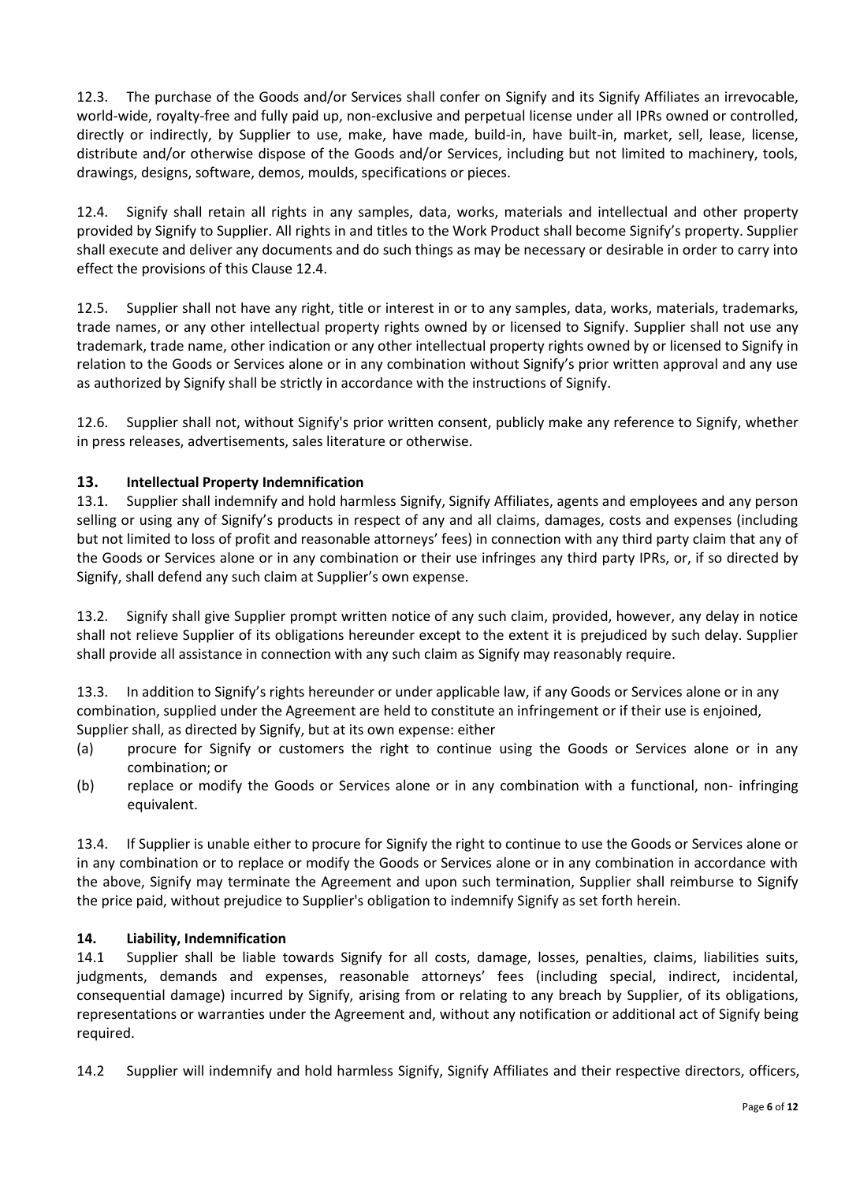12.3. The purchase of the Goods and/or Services shall confer on Signify and its Signify Affiliates an irrevocable, world-wide, royalty-free and fully paid up, non-exclusive and perpetual license under all IPRs owned or controlled, directly or indirectly, by Supplier to use, make, have made, build-in, have built-in, market, sell, lease, license, distribute and/or otherwise dispose of the Goods and/or Services, including but not limited to machinery, tools, drawings, designs, software, demos, moulds, specifications or pieces.

12.4. Signify shall retain all rights in any samples, data, works, materials and intellectual and other property provided by Signify to Supplier. All rights in and titles to the Work Product shall become Signify's property. Supplier shall execute and deliver any documents and do such things as may be necessary or desirable in order to carry into effect the provisions of this Clause 12.4.

12.5. Supplier shall not have any right, title or interest in or to any samples, data, works, materials, trademarks, trade names, or any other intellectual property rights owned by or licensed to Signify. Supplier shall not use any trademark, trade name, other indication or any other intellectual property rights owned by or licensed to Signify in relation to the Goods or Services alone or in any combination without Signify's prior written approval and any use as authorized by Signify shall be strictly in accordance with the instructions of Signify.

12.6. Supplier shall not, without Signify's prior written consent, publicly make any reference to Signify, whether in press releases, advertisements, sales literature or otherwise.

## 13. Intellectual Property Indemnification

13.1. Supplier shall indemnify and hold harmless Signify, Signify Affiliates, agents and employees and any person selling or using any of Signify's products in respect of any and all claims, damages, costs and expenses (including but not limited to loss of profit and reasonable attorneys' fees) in connection with any third party claim that any of the Goods or Services alone or in any combination or their use infringes any third party IPRs, or, if so directed by Signify, shall defend any such claim at Supplier's own expense.

13.2. Signify shall give Supplier prompt written notice of any such claim, provided, however, any delay in notice shall not relieve Supplier of its obligations hereunder except to the extent it is prejudiced by such delay. Supplier shall provide all assistance in connection with any such claim as Signify may reasonably require.

13.3. In addition to Signify's rights hereunder or under applicable law, if any Goods or Services alone or in any combination, supplied under the Agreement are held to constitute an infringement or if their use is enjoined, Supplier shall, as directed by Signify, but at its own expense: either

(a) procure for Signify or customers the right to continue using the Goods or Services alone or in any combination; or

(b) replace or modify the Goods or Services alone or in any combination with a functional, non- infringing equivalent.

13.4. If Supplier is unable either to procure for Signify the right to continue to use the Goods or Services alone or in any combination or to replace or modify the Goods or Services alone or in any combination in accordance with the above, Signify may terminate the Agreement and upon such termination, Supplier shall reimburse to Signify the price paid, without prejudice to Supplier's obligation to indemnify Signify as set forth herein.

## 14. Liability, Indemnification

14.1 Supplier shall be liable towards Signify for all costs, damage, losses, penalties, claims, liabilities suits, judgments, demands and expenses, reasonable attorneys' fees (including special, indirect, incidental, consequential damage) incurred by Signify, arising from or relating to any breach by Supplier, of its obligations, representations or warranties under the Agreement and, without any notification or additional act of Signify being required.

14.2 Supplier will indemnify and hold harmless Signify, Signify Affiliates and their respective directors, officers,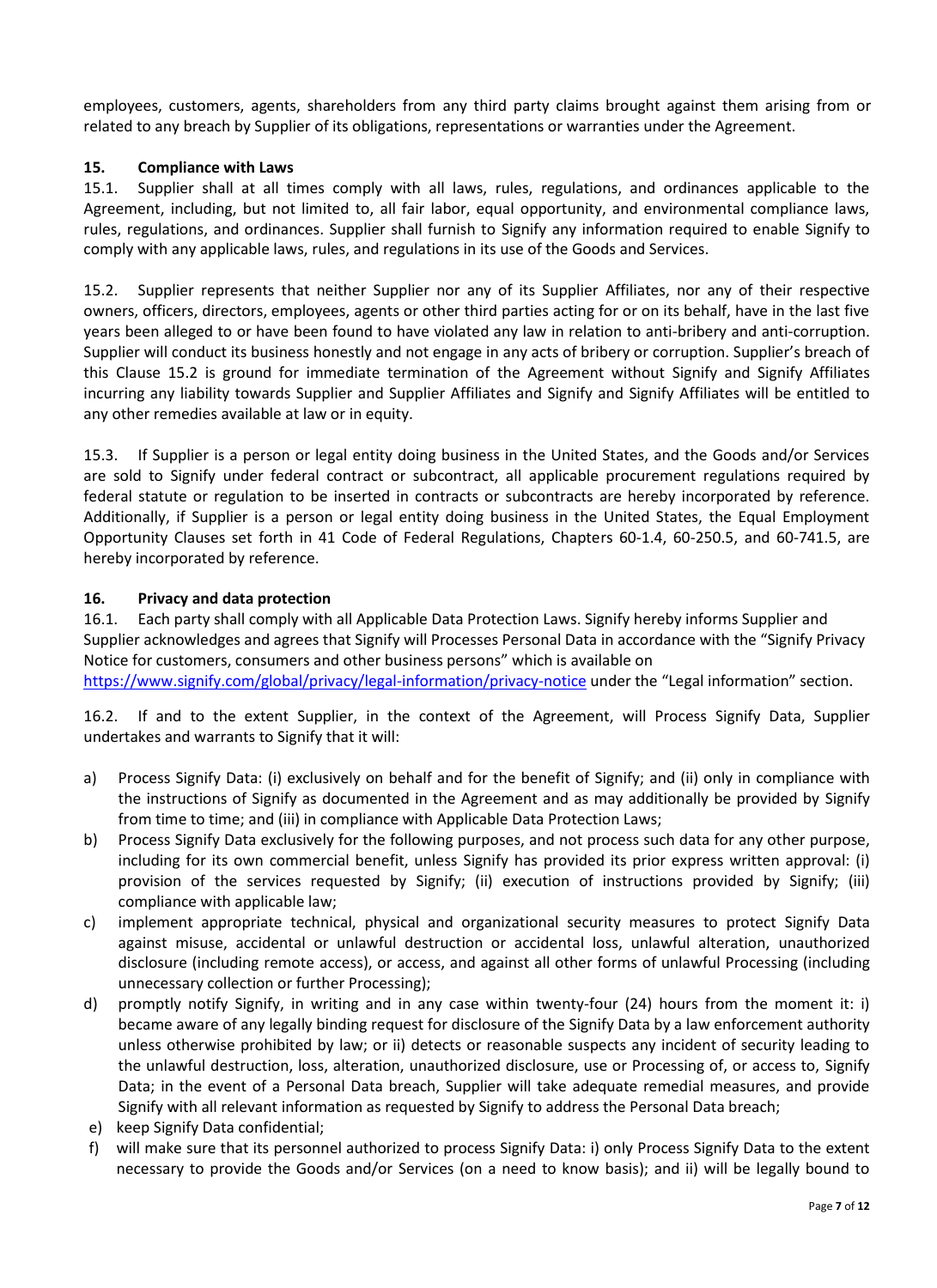employees, customers, agents, shareholders from any third party claims brought against them arising from or related to any breach by Supplier of its obligations, representations or warranties under the Agreement.

## 15. Compliance with Laws

15.1. Supplier shall at all times comply with all laws, rules, regulations, and ordinances applicable to the Agreement, including, but not limited to, all fair labor, equal opportunity, and environmental compliance laws, rules, regulations, and ordinances. Supplier shall furnish to Signify any information required to enable Signify to comply with any applicable laws, rules, and regulations in its use of the Goods and Services.

15.2. Supplier represents that neither Supplier nor any of its Supplier Affiliates, nor any of their respective owners, officers, directors, employees, agents or other third parties acting for or on its behalf, have in the last five years been alleged to or have been found to have violated any law in relation to anti-bribery and anti-corruption. Supplier will conduct its business honestly and not engage in any acts of bribery or corruption. Supplier's breach of this Clause 15.2 is ground for immediate termination of the Agreement without Signify and Signify Affiliates incurring any liability towards Supplier and Supplier Affiliates and Signify and Signify Affiliates will be entitled to any other remedies available at law or in equity.

15.3. If Supplier is a person or legal entity doing business in the United States, and the Goods and/or Services are sold to Signify under federal contract or subcontract, all applicable procurement regulations required by federal statute or regulation to be inserted in contracts or subcontracts are hereby incorporated by reference. Additionally, if Supplier is a person or legal entity doing business in the United States, the Equal Employment Opportunity Clauses set forth in 41 Code of Federal Regulations, Chapters 60-1.4, 60-250.5, and 60-741.5, are hereby incorporated by reference.

## 16. Privacy and data protection

16.1. Each party shall comply with all Applicable Data Protection Laws. Signify hereby informs Supplier and Supplier acknowledges and agrees that Signify will Processes Personal Data in accordance with the "Signify Privacy Notice for customers, consumers and other business persons" which is available on https://www.signify.com/global/privacy/legal-information/privacy-notice under the "Legal information" section.

16.2. If and to the extent Supplier, in the context of the Agreement, will Process Signify Data, Supplier undertakes and warrants to Signify that it will:

a) Process Signify Data: (i) exclusively on behalf and for the benefit of Signify; and (ii) only in compliance with the instructions of Signify as documented in the Agreement and as may additionally be provided by Signify from time to time; and (iii) in compliance with Applicable Data Protection Laws;
b) Process Signify Data exclusively for the following purposes, and not process such data for any other purpose, including for its own commercial benefit, unless Signify has provided its prior express written approval: (i) provision of the services requested by Signify; (ii) execution of instructions provided by Signify; (iii) compliance with applicable law;
c) implement appropriate technical, physical and organizational security measures to protect Signify Data against misuse, accidental or unlawful destruction or accidental loss, unlawful alteration, unauthorized disclosure (including remote access), or access, and against all other forms of unlawful Processing (including unnecessary collection or further Processing);
d) promptly notify Signify, in writing and in any case within twenty-four (24) hours from the moment it: i) became aware of any legally binding request for disclosure of the Signify Data by a law enforcement authority unless otherwise prohibited by law; or ii) detects or reasonable suspects any incident of security leading to the unlawful destruction, loss, alteration, unauthorized disclosure, use or Processing of, or access to, Signify Data; in the event of a Personal Data breach, Supplier will take adequate remedial measures, and provide Signify with all relevant information as requested by Signify to address the Personal Data breach;
e) keep Signify Data confidential;
f) will make sure that its personnel authorized to process Signify Data: i) only Process Signify Data to the extent necessary to provide the Goods and/or Services (on a need to know basis); and ii) will be legally bound to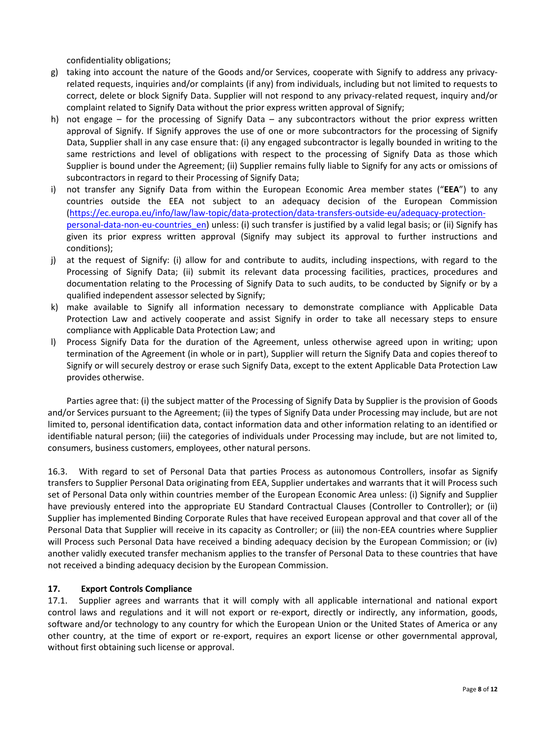confidentiality obligations;

g) taking into account the nature of the Goods and/or Services, cooperate with Signify to address any privacy-related requests, inquiries and/or complaints (if any) from individuals, including but not limited to requests to correct, delete or block Signify Data. Supplier will not respond to any privacy-related request, inquiry and/or complaint related to Signify Data without the prior express written approval of Signify;
h) not engage – for the processing of Signify Data – any subcontractors without the prior express written approval of Signify. If Signify approves the use of one or more subcontractors for the processing of Signify Data, Supplier shall in any case ensure that: (i) any engaged subcontractor is legally bounded in writing to the same restrictions and level of obligations with respect to the processing of Signify Data as those which Supplier is bound under the Agreement; (ii) Supplier remains fully liable to Signify for any acts or omissions of subcontractors in regard to their Processing of Signify Data;
i) not transfer any Signify Data from within the European Economic Area member states ("**EEA**") to any countries outside the EEA not subject to an adequacy decision of the European Commission (https://ec.europa.eu/info/law/law-topic/data-protection/data-transfers-outside-eu/adequacy-protection-personal-data-non-eu-countries_en) unless: (i) such transfer is justified by a valid legal basis; or (ii) Signify has given its prior express written approval (Signify may subject its approval to further instructions and conditions);
j) at the request of Signify: (i) allow for and contribute to audits, including inspections, with regard to the Processing of Signify Data; (ii) submit its relevant data processing facilities, practices, procedures and documentation relating to the Processing of Signify Data to such audits, to be conducted by Signify or by a qualified independent assessor selected by Signify;
k) make available to Signify all information necessary to demonstrate compliance with Applicable Data Protection Law and actively cooperate and assist Signify in order to take all necessary steps to ensure compliance with Applicable Data Protection Law; and
l) Process Signify Data for the duration of the Agreement, unless otherwise agreed upon in writing; upon termination of the Agreement (in whole or in part), Supplier will return the Signify Data and copies thereof to Signify or will securely destroy or erase such Signify Data, except to the extent Applicable Data Protection Law provides otherwise.

Parties agree that: (i) the subject matter of the Processing of Signify Data by Supplier is the provision of Goods and/or Services pursuant to the Agreement; (ii) the types of Signify Data under Processing may include, but are not limited to, personal identification data, contact information data and other information relating to an identified or identifiable natural person; (iii) the categories of individuals under Processing may include, but are not limited to, consumers, business customers, employees, other natural persons.

16.3. With regard to set of Personal Data that parties Process as autonomous Controllers, insofar as Signify transfers to Supplier Personal Data originating from EEA, Supplier undertakes and warrants that it will Process such set of Personal Data only within countries member of the European Economic Area unless: (i) Signify and Supplier have previously entered into the appropriate EU Standard Contractual Clauses (Controller to Controller); or (ii) Supplier has implemented Binding Corporate Rules that have received European approval and that cover all of the Personal Data that Supplier will receive in its capacity as Controller; or (iii) the non-EEA countries where Supplier will Process such Personal Data have received a binding adequacy decision by the European Commission; or (iv) another validly executed transfer mechanism applies to the transfer of Personal Data to these countries that have not received a binding adequacy decision by the European Commission.

## 17. Export Controls Compliance

17.1. Supplier agrees and warrants that it will comply with all applicable international and national export control laws and regulations and it will not export or re-export, directly or indirectly, any information, goods, software and/or technology to any country for which the European Union or the United States of America or any other country, at the time of export or re-export, requires an export license or other governmental approval, without first obtaining such license or approval.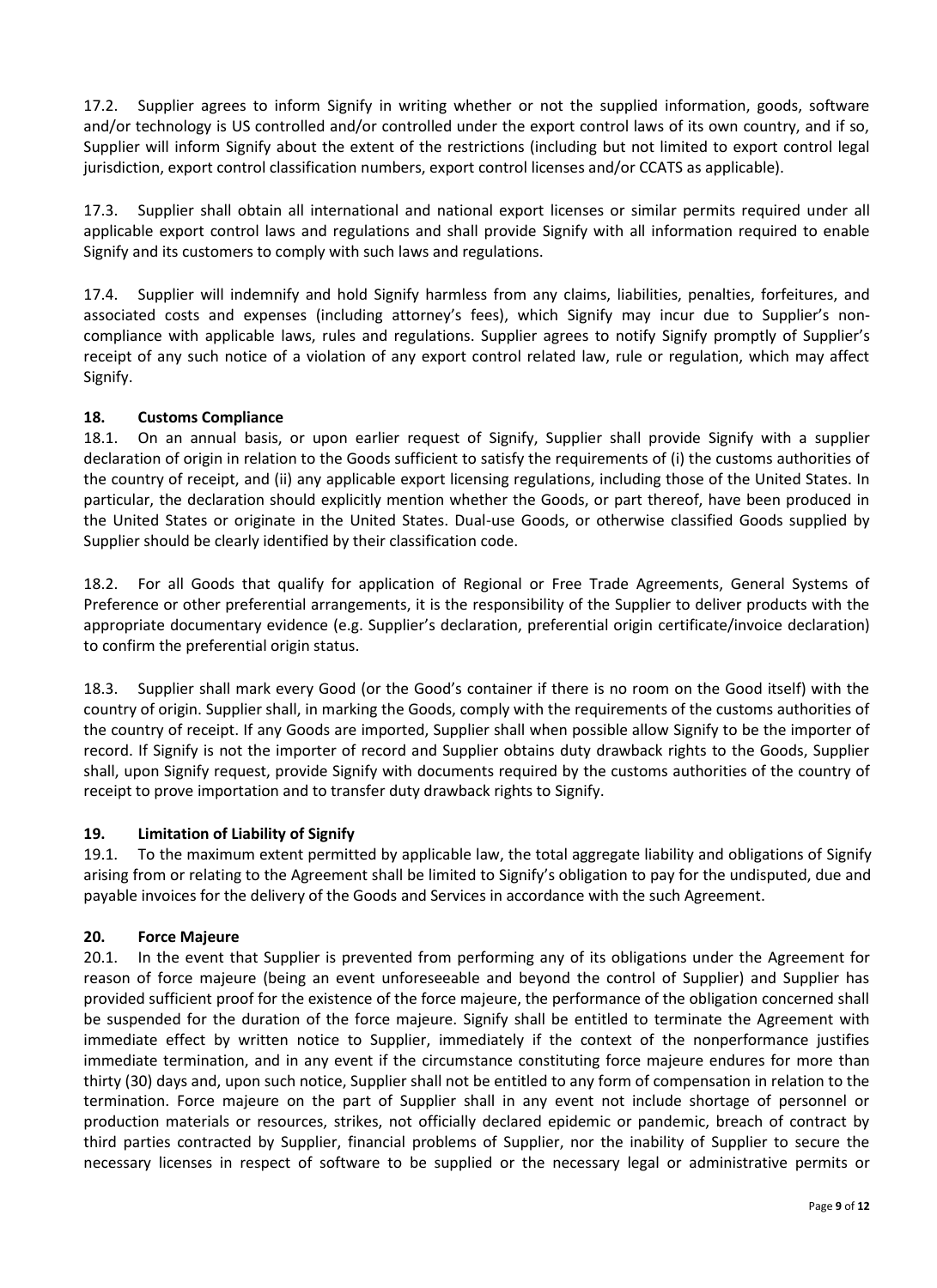17.2. Supplier agrees to inform Signify in writing whether or not the supplied information, goods, software and/or technology is US controlled and/or controlled under the export control laws of its own country, and if so, Supplier will inform Signify about the extent of the restrictions (including but not limited to export control legal jurisdiction, export control classification numbers, export control licenses and/or CCATS as applicable).

17.3. Supplier shall obtain all international and national export licenses or similar permits required under all applicable export control laws and regulations and shall provide Signify with all information required to enable Signify and its customers to comply with such laws and regulations.

17.4. Supplier will indemnify and hold Signify harmless from any claims, liabilities, penalties, forfeitures, and associated costs and expenses (including attorney's fees), which Signify may incur due to Supplier's non-compliance with applicable laws, rules and regulations. Supplier agrees to notify Signify promptly of Supplier's receipt of any such notice of a violation of any export control related law, rule or regulation, which may affect Signify.

## 18. Customs Compliance

18.1. On an annual basis, or upon earlier request of Signify, Supplier shall provide Signify with a supplier declaration of origin in relation to the Goods sufficient to satisfy the requirements of (i) the customs authorities of the country of receipt, and (ii) any applicable export licensing regulations, including those of the United States. In particular, the declaration should explicitly mention whether the Goods, or part thereof, have been produced in the United States or originate in the United States. Dual-use Goods, or otherwise classified Goods supplied by Supplier should be clearly identified by their classification code.

18.2. For all Goods that qualify for application of Regional or Free Trade Agreements, General Systems of Preference or other preferential arrangements, it is the responsibility of the Supplier to deliver products with the appropriate documentary evidence (e.g. Supplier's declaration, preferential origin certificate/invoice declaration) to confirm the preferential origin status.

18.3. Supplier shall mark every Good (or the Good's container if there is no room on the Good itself) with the country of origin. Supplier shall, in marking the Goods, comply with the requirements of the customs authorities of the country of receipt. If any Goods are imported, Supplier shall when possible allow Signify to be the importer of record. If Signify is not the importer of record and Supplier obtains duty drawback rights to the Goods, Supplier shall, upon Signify request, provide Signify with documents required by the customs authorities of the country of receipt to prove importation and to transfer duty drawback rights to Signify.

## 19. Limitation of Liability of Signify

19.1. To the maximum extent permitted by applicable law, the total aggregate liability and obligations of Signify arising from or relating to the Agreement shall be limited to Signify's obligation to pay for the undisputed, due and payable invoices for the delivery of the Goods and Services in accordance with the such Agreement.

## 20. Force Majeure

20.1. In the event that Supplier is prevented from performing any of its obligations under the Agreement for reason of force majeure (being an event unforeseeable and beyond the control of Supplier) and Supplier has provided sufficient proof for the existence of the force majeure, the performance of the obligation concerned shall be suspended for the duration of the force majeure. Signify shall be entitled to terminate the Agreement with immediate effect by written notice to Supplier, immediately if the context of the nonperformance justifies immediate termination, and in any event if the circumstance constituting force majeure endures for more than thirty (30) days and, upon such notice, Supplier shall not be entitled to any form of compensation in relation to the termination. Force majeure on the part of Supplier shall in any event not include shortage of personnel or production materials or resources, strikes, not officially declared epidemic or pandemic, breach of contract by third parties contracted by Supplier, financial problems of Supplier, nor the inability of Supplier to secure the necessary licenses in respect of software to be supplied or the necessary legal or administrative permits or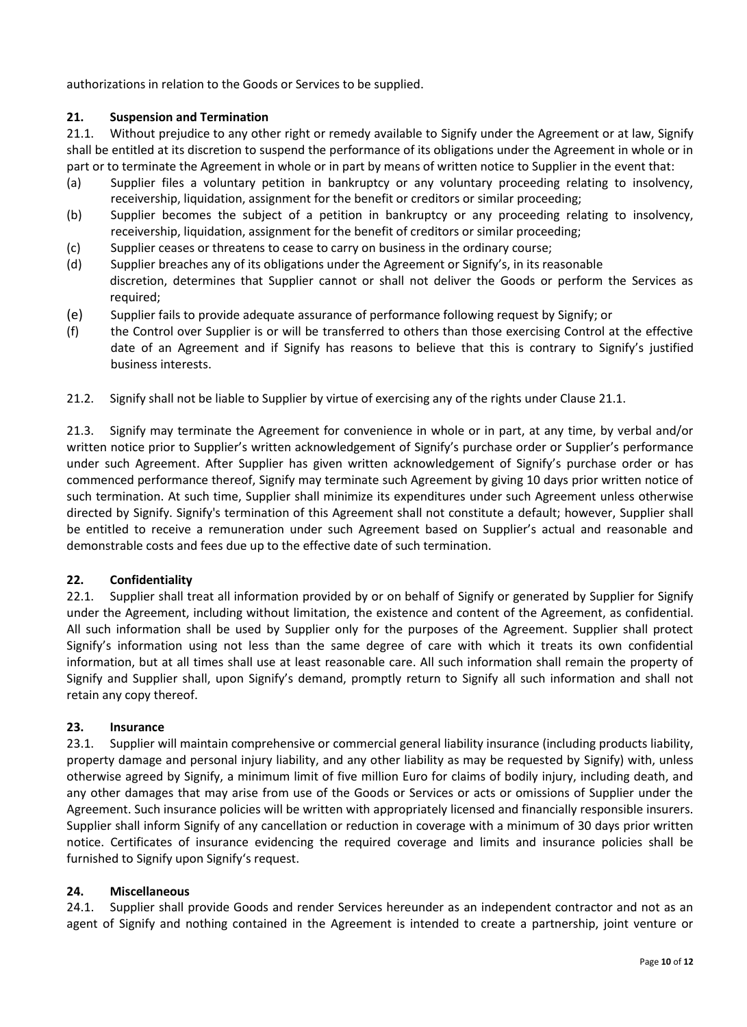authorizations in relation to the Goods or Services to be supplied.

## 21. Suspension and Termination

21.1. Without prejudice to any other right or remedy available to Signify under the Agreement or at law, Signify shall be entitled at its discretion to suspend the performance of its obligations under the Agreement in whole or in part or to terminate the Agreement in whole or in part by means of written notice to Supplier in the event that:

(a) Supplier files a voluntary petition in bankruptcy or any voluntary proceeding relating to insolvency, receivership, liquidation, assignment for the benefit or creditors or similar proceeding;

(b) Supplier becomes the subject of a petition in bankruptcy or any proceeding relating to insolvency, receivership, liquidation, assignment for the benefit of creditors or similar proceeding;

(c) Supplier ceases or threatens to cease to carry on business in the ordinary course;

(d) Supplier breaches any of its obligations under the Agreement or Signify's, in its reasonable discretion, determines that Supplier cannot or shall not deliver the Goods or perform the Services as required;

(e) Supplier fails to provide adequate assurance of performance following request by Signify; or

(f) the Control over Supplier is or will be transferred to others than those exercising Control at the effective date of an Agreement and if Signify has reasons to believe that this is contrary to Signify's justified business interests.

21.2. Signify shall not be liable to Supplier by virtue of exercising any of the rights under Clause 21.1.

21.3. Signify may terminate the Agreement for convenience in whole or in part, at any time, by verbal and/or written notice prior to Supplier's written acknowledgement of Signify's purchase order or Supplier's performance under such Agreement. After Supplier has given written acknowledgement of Signify's purchase order or has commenced performance thereof, Signify may terminate such Agreement by giving 10 days prior written notice of such termination. At such time, Supplier shall minimize its expenditures under such Agreement unless otherwise directed by Signify. Signify's termination of this Agreement shall not constitute a default; however, Supplier shall be entitled to receive a remuneration under such Agreement based on Supplier's actual and reasonable and demonstrable costs and fees due up to the effective date of such termination.

## 22. Confidentiality

22.1. Supplier shall treat all information provided by or on behalf of Signify or generated by Supplier for Signify under the Agreement, including without limitation, the existence and content of the Agreement, as confidential. All such information shall be used by Supplier only for the purposes of the Agreement. Supplier shall protect Signify's information using not less than the same degree of care with which it treats its own confidential information, but at all times shall use at least reasonable care. All such information shall remain the property of Signify and Supplier shall, upon Signify's demand, promptly return to Signify all such information and shall not retain any copy thereof.

## 23. Insurance

23.1. Supplier will maintain comprehensive or commercial general liability insurance (including products liability, property damage and personal injury liability, and any other liability as may be requested by Signify) with, unless otherwise agreed by Signify, a minimum limit of five million Euro for claims of bodily injury, including death, and any other damages that may arise from use of the Goods or Services or acts or omissions of Supplier under the Agreement. Such insurance policies will be written with appropriately licensed and financially responsible insurers. Supplier shall inform Signify of any cancellation or reduction in coverage with a minimum of 30 days prior written notice. Certificates of insurance evidencing the required coverage and limits and insurance policies shall be furnished to Signify upon Signify's request.

## 24. Miscellaneous

24.1. Supplier shall provide Goods and render Services hereunder as an independent contractor and not as an agent of Signify and nothing contained in the Agreement is intended to create a partnership, joint venture or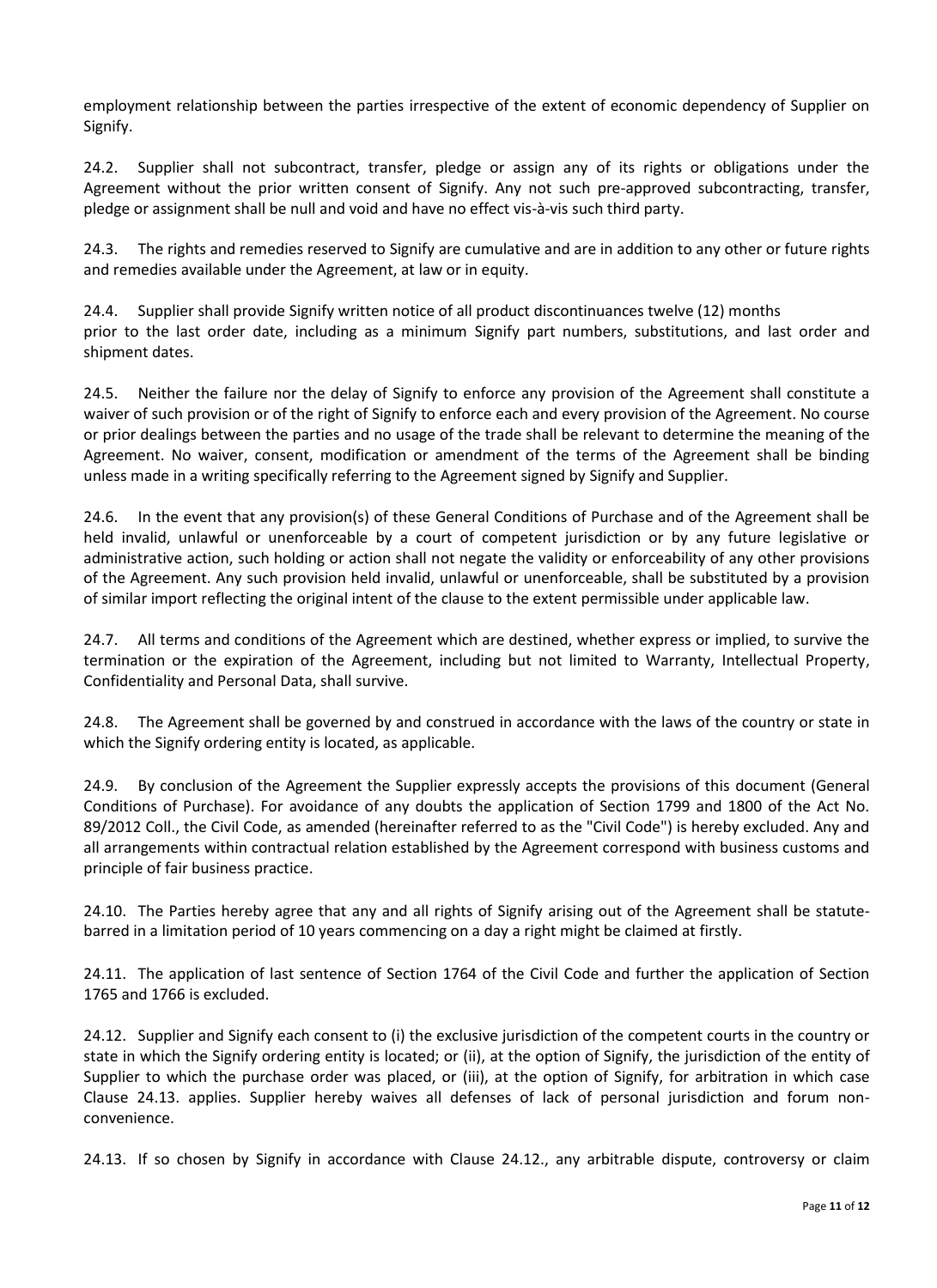employment relationship between the parties irrespective of the extent of economic dependency of Supplier on Signify.

24.2. Supplier shall not subcontract, transfer, pledge or assign any of its rights or obligations under the Agreement without the prior written consent of Signify. Any not such pre-approved subcontracting, transfer, pledge or assignment shall be null and void and have no effect vis-à-vis such third party.

24.3. The rights and remedies reserved to Signify are cumulative and are in addition to any other or future rights and remedies available under the Agreement, at law or in equity.

24.4. Supplier shall provide Signify written notice of all product discontinuances twelve (12) months prior to the last order date, including as a minimum Signify part numbers, substitutions, and last order and shipment dates.

24.5. Neither the failure nor the delay of Signify to enforce any provision of the Agreement shall constitute a waiver of such provision or of the right of Signify to enforce each and every provision of the Agreement. No course or prior dealings between the parties and no usage of the trade shall be relevant to determine the meaning of the Agreement. No waiver, consent, modification or amendment of the terms of the Agreement shall be binding unless made in a writing specifically referring to the Agreement signed by Signify and Supplier.

24.6. In the event that any provision(s) of these General Conditions of Purchase and of the Agreement shall be held invalid, unlawful or unenforceable by a court of competent jurisdiction or by any future legislative or administrative action, such holding or action shall not negate the validity or enforceability of any other provisions of the Agreement. Any such provision held invalid, unlawful or unenforceable, shall be substituted by a provision of similar import reflecting the original intent of the clause to the extent permissible under applicable law.

24.7. All terms and conditions of the Agreement which are destined, whether express or implied, to survive the termination or the expiration of the Agreement, including but not limited to Warranty, Intellectual Property, Confidentiality and Personal Data, shall survive.

24.8. The Agreement shall be governed by and construed in accordance with the laws of the country or state in which the Signify ordering entity is located, as applicable.

24.9. By conclusion of the Agreement the Supplier expressly accepts the provisions of this document (General Conditions of Purchase). For avoidance of any doubts the application of Section 1799 and 1800 of the Act No. 89/2012 Coll., the Civil Code, as amended (hereinafter referred to as the "Civil Code") is hereby excluded. Any and all arrangements within contractual relation established by the Agreement correspond with business customs and principle of fair business practice.

24.10. The Parties hereby agree that any and all rights of Signify arising out of the Agreement shall be statute-barred in a limitation period of 10 years commencing on a day a right might be claimed at firstly.

24.11. The application of last sentence of Section 1764 of the Civil Code and further the application of Section 1765 and 1766 is excluded.

24.12. Supplier and Signify each consent to (i) the exclusive jurisdiction of the competent courts in the country or state in which the Signify ordering entity is located; or (ii), at the option of Signify, the jurisdiction of the entity of Supplier to which the purchase order was placed, or (iii), at the option of Signify, for arbitration in which case Clause 24.13. applies. Supplier hereby waives all defenses of lack of personal jurisdiction and forum non-convenience.

24.13. If so chosen by Signify in accordance with Clause 24.12., any arbitrable dispute, controversy or claim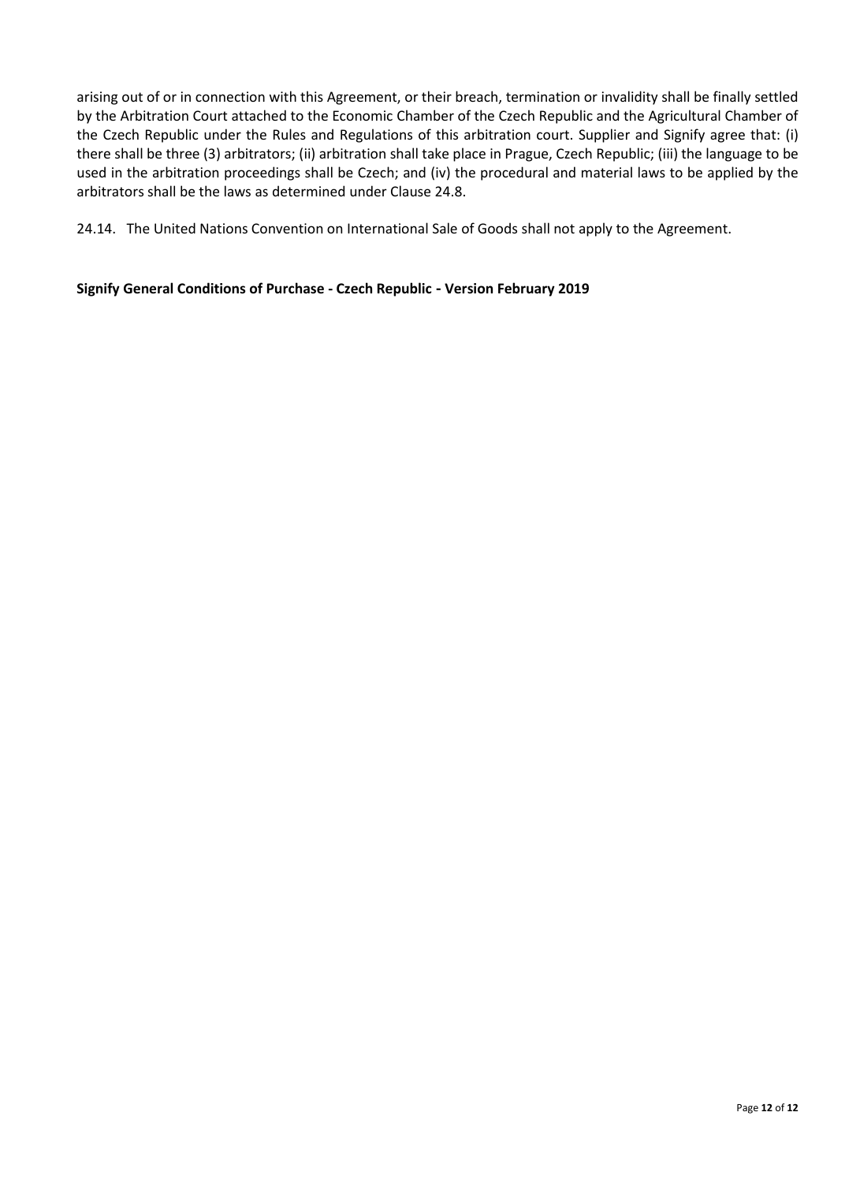arising out of or in connection with this Agreement, or their breach, termination or invalidity shall be finally settled by the Arbitration Court attached to the Economic Chamber of the Czech Republic and the Agricultural Chamber of the Czech Republic under the Rules and Regulations of this arbitration court. Supplier and Signify agree that: (i) there shall be three (3) arbitrators; (ii) arbitration shall take place in Prague, Czech Republic; (iii) the language to be used in the arbitration proceedings shall be Czech; and (iv) the procedural and material laws to be applied by the arbitrators shall be the laws as determined under Clause 24.8.

24.14. The United Nations Convention on International Sale of Goods shall not apply to the Agreement.

**Signify General Conditions of Purchase - Czech Republic - Version February 2019**